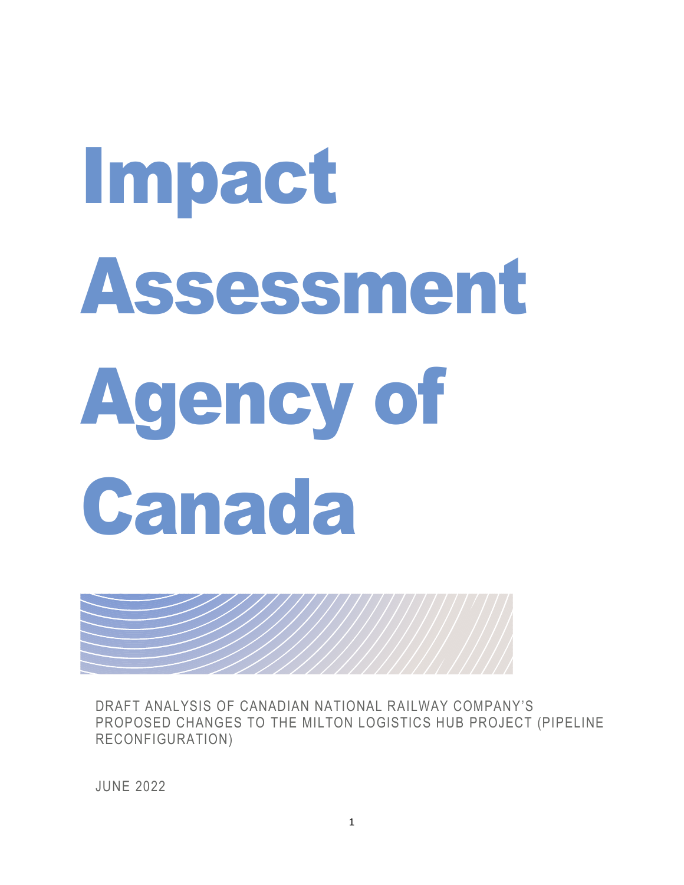# Impact Assessment Agency of Canada

DRAFT ANALYSIS OF CANADIAN NATIONAL RAILWAY COMPANY'S PROPOSED CHANGES TO THE MILTON LOGISTICS HUB PROJECT (PIPELINE RECONFIGURATION)

JUNE 2022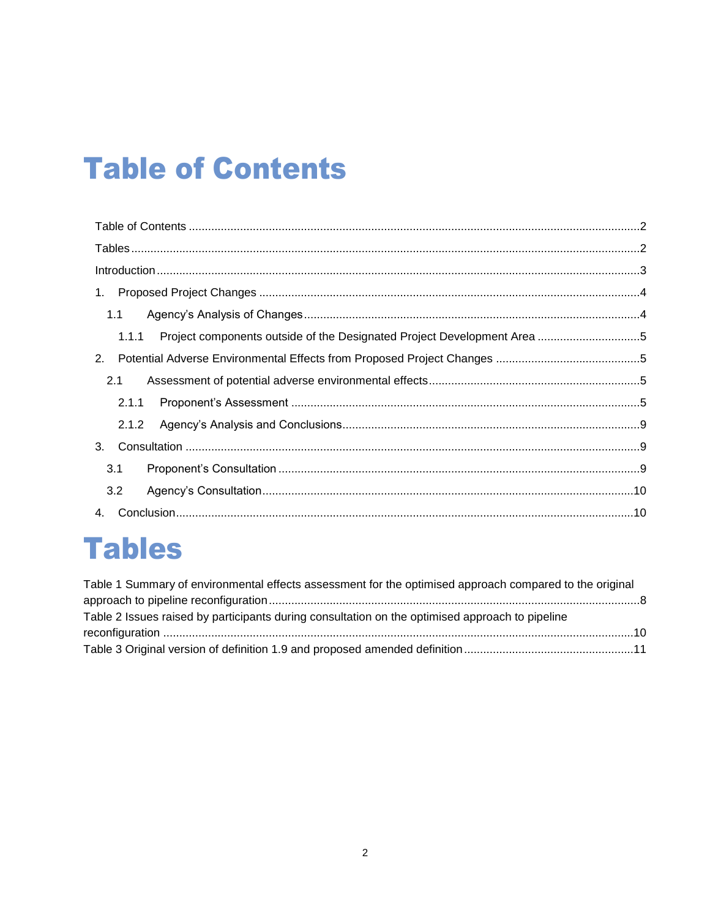# Table of Contents

Table of Contents ....................................................................................................................................2

Tables ....................................................................................................................................2

Introduction ....................................................................................................................................3

1. Proposed Project Changes ....................................................................................................................................4

   1.1 Agency's Analysis of Changes ....................................................................................................................................4

      1.1.1 Project components outside of the Designated Project Development Area ....................................................................................................................................5

2. Potential Adverse Environmental Effects from Proposed Project Changes ....................................................................................................................................5

   2.1 Assessment of potential adverse environmental effects ....................................................................................................................................5

      2.1.1 Proponent's Assessment ....................................................................................................................................5

      2.1.2 Agency's Analysis and Conclusions ....................................................................................................................................9

3. Consultation ....................................................................................................................................9

   3.1 Proponent's Consultation ....................................................................................................................................9

   3.2 Agency's Consultation ....................................................................................................................................10

4. Conclusion ....................................................................................................................................10

# Tables

Table 1 Summary of environmental effects assessment for the optimised approach compared to the original approach to pipeline reconfiguration ....................................................................................................................................8

Table 2 Issues raised by participants during consultation on the optimised approach to pipeline reconfiguration ....................................................................................................................................10

Table 3 Original version of definition 1.9 and proposed amended definition ....................................................................................................................................11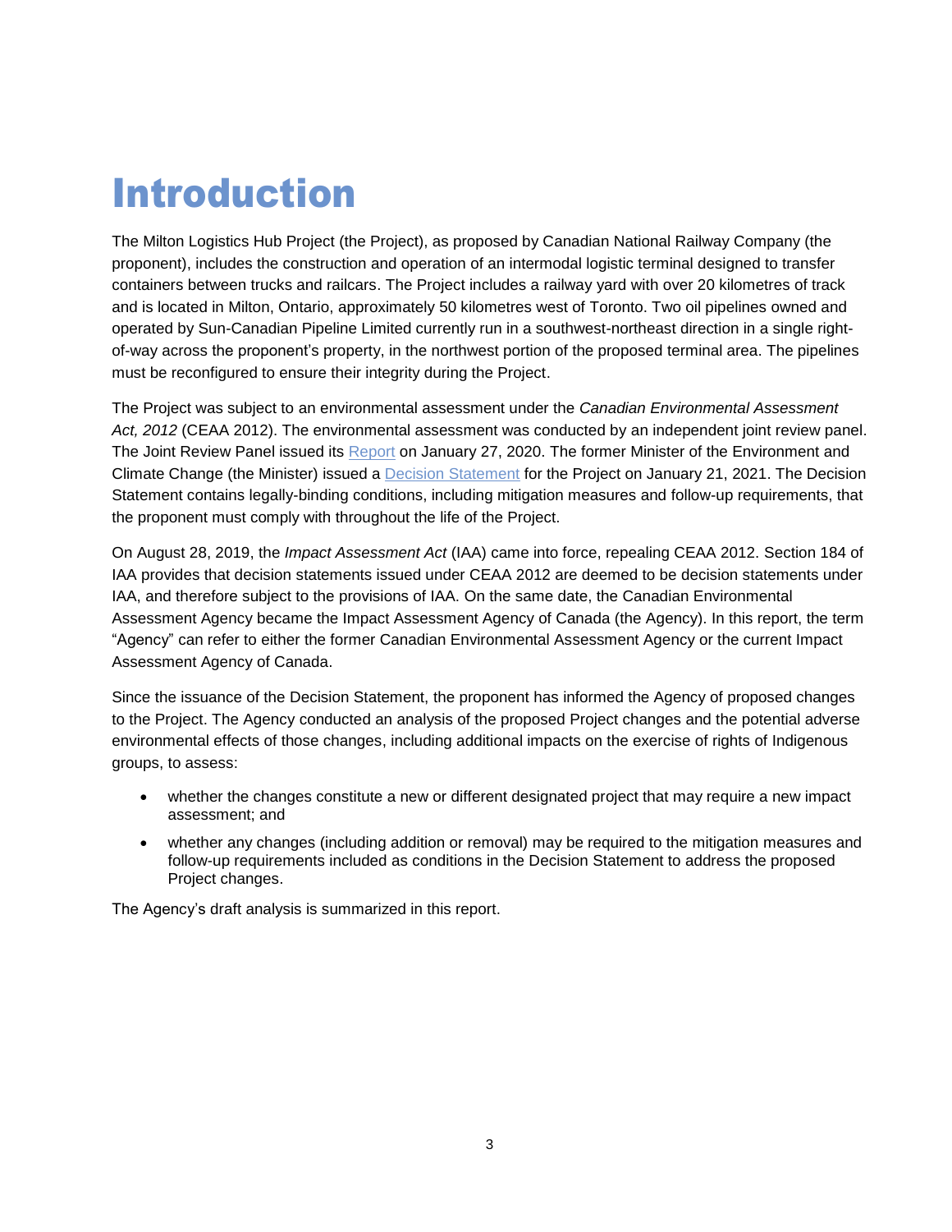# Introduction

The Milton Logistics Hub Project (the Project), as proposed by Canadian National Railway Company (the proponent), includes the construction and operation of an intermodal logistic terminal designed to transfer containers between trucks and railcars. The Project includes a railway yard with over 20 kilometres of track and is located in Milton, Ontario, approximately 50 kilometres west of Toronto. Two oil pipelines owned and operated by Sun-Canadian Pipeline Limited currently run in a southwest-northeast direction in a single right-of-way across the proponent's property, in the northwest portion of the proposed terminal area. The pipelines must be reconfigured to ensure their integrity during the Project.

The Project was subject to an environmental assessment under the *Canadian Environmental Assessment Act, 2012* (CEAA 2012). The environmental assessment was conducted by an independent joint review panel. The Joint Review Panel issued its Report on January 27, 2020. The former Minister of the Environment and Climate Change (the Minister) issued a Decision Statement for the Project on January 21, 2021. The Decision Statement contains legally-binding conditions, including mitigation measures and follow-up requirements, that the proponent must comply with throughout the life of the Project.

On August 28, 2019, the *Impact Assessment Act* (IAA) came into force, repealing CEAA 2012. Section 184 of IAA provides that decision statements issued under CEAA 2012 are deemed to be decision statements under IAA, and therefore subject to the provisions of IAA. On the same date, the Canadian Environmental Assessment Agency became the Impact Assessment Agency of Canada (the Agency). In this report, the term "Agency" can refer to either the former Canadian Environmental Assessment Agency or the current Impact Assessment Agency of Canada.

Since the issuance of the Decision Statement, the proponent has informed the Agency of proposed changes to the Project. The Agency conducted an analysis of the proposed Project changes and the potential adverse environmental effects of those changes, including additional impacts on the exercise of rights of Indigenous groups, to assess:

- whether the changes constitute a new or different designated project that may require a new impact assessment; and
- whether any changes (including addition or removal) may be required to the mitigation measures and follow-up requirements included as conditions in the Decision Statement to address the proposed Project changes.

The Agency's draft analysis is summarized in this report.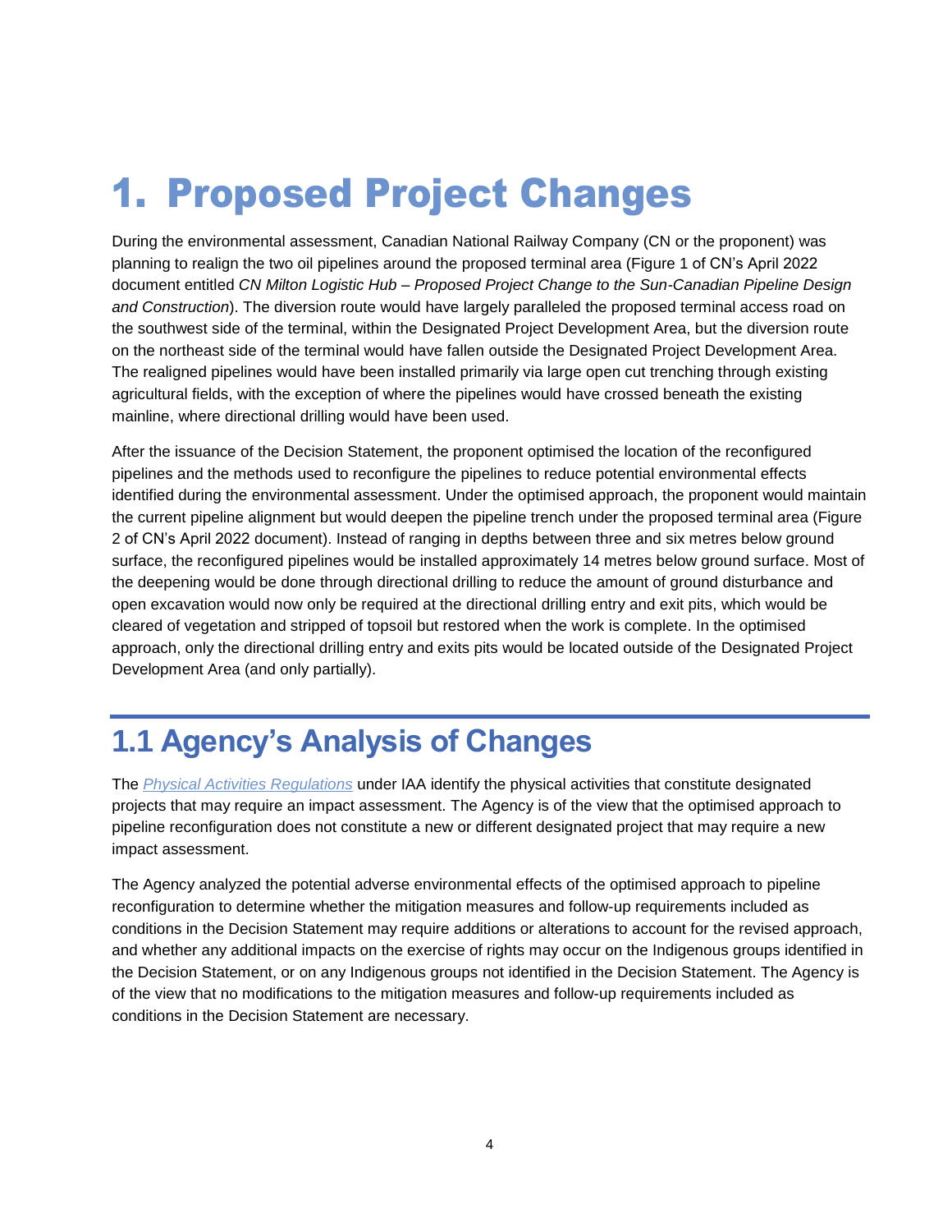# 1. Proposed Project Changes

During the environmental assessment, Canadian National Railway Company (CN or the proponent) was planning to realign the two oil pipelines around the proposed terminal area (Figure 1 of CN's April 2022 document entitled *CN Milton Logistic Hub – Proposed Project Change to the Sun-Canadian Pipeline Design and Construction*). The diversion route would have largely paralleled the proposed terminal access road on the southwest side of the terminal, within the Designated Project Development Area, but the diversion route on the northeast side of the terminal would have fallen outside the Designated Project Development Area. The realigned pipelines would have been installed primarily via large open cut trenching through existing agricultural fields, with the exception of where the pipelines would have crossed beneath the existing mainline, where directional drilling would have been used.

After the issuance of the Decision Statement, the proponent optimised the location of the reconfigured pipelines and the methods used to reconfigure the pipelines to reduce potential environmental effects identified during the environmental assessment. Under the optimised approach, the proponent would maintain the current pipeline alignment but would deepen the pipeline trench under the proposed terminal area (Figure 2 of CN's April 2022 document). Instead of ranging in depths between three and six metres below ground surface, the reconfigured pipelines would be installed approximately 14 metres below ground surface. Most of the deepening would be done through directional drilling to reduce the amount of ground disturbance and open excavation would now only be required at the directional drilling entry and exit pits, which would be cleared of vegetation and stripped of topsoil but restored when the work is complete. In the optimised approach, only the directional drilling entry and exits pits would be located outside of the Designated Project Development Area (and only partially).

## 1.1 Agency's Analysis of Changes

The *Physical Activities Regulations* under IAA identify the physical activities that constitute designated projects that may require an impact assessment. The Agency is of the view that the optimised approach to pipeline reconfiguration does not constitute a new or different designated project that may require a new impact assessment.

The Agency analyzed the potential adverse environmental effects of the optimised approach to pipeline reconfiguration to determine whether the mitigation measures and follow-up requirements included as conditions in the Decision Statement may require additions or alterations to account for the revised approach, and whether any additional impacts on the exercise of rights may occur on the Indigenous groups identified in the Decision Statement, or on any Indigenous groups not identified in the Decision Statement. The Agency is of the view that no modifications to the mitigation measures and follow-up requirements included as conditions in the Decision Statement are necessary.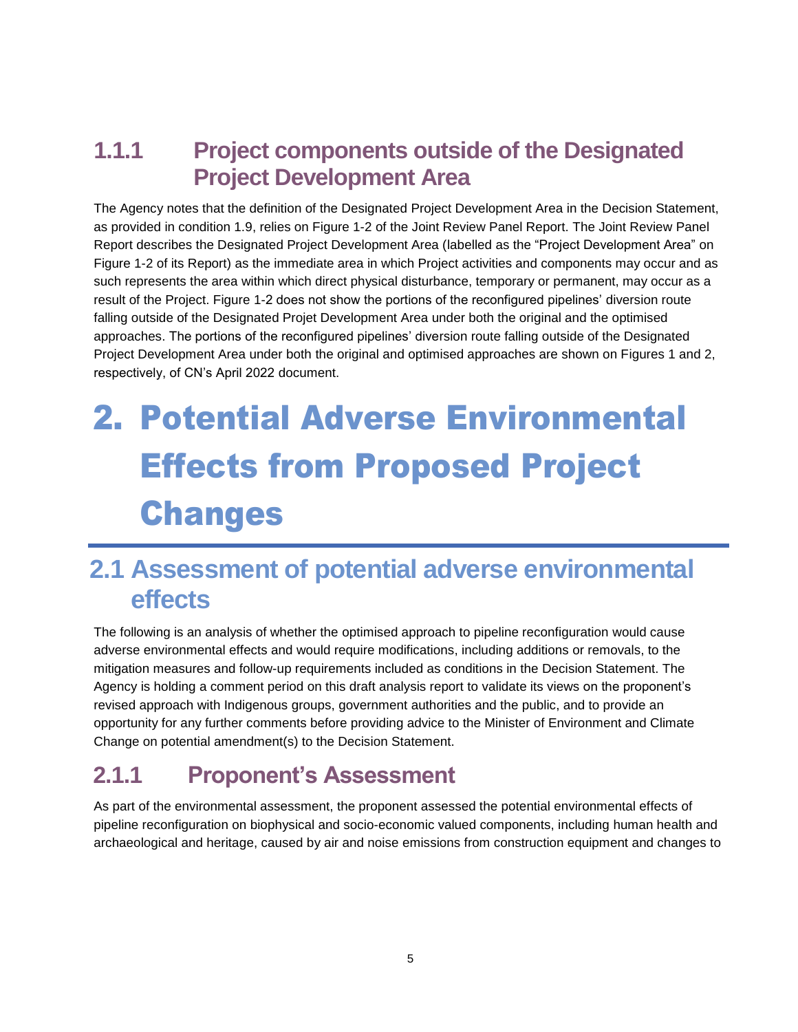### 1.1.1 Project components outside of the Designated Project Development Area

The Agency notes that the definition of the Designated Project Development Area in the Decision Statement, as provided in condition 1.9, relies on Figure 1-2 of the Joint Review Panel Report. The Joint Review Panel Report describes the Designated Project Development Area (labelled as the "Project Development Area" on Figure 1-2 of its Report) as the immediate area in which Project activities and components may occur and as such represents the area within which direct physical disturbance, temporary or permanent, may occur as a result of the Project. Figure 1-2 does not show the portions of the reconfigured pipelines' diversion route falling outside of the Designated Projet Development Area under both the original and the optimised approaches. The portions of the reconfigured pipelines' diversion route falling outside of the Designated Project Development Area under both the original and optimised approaches are shown on Figures 1 and 2, respectively, of CN's April 2022 document.

# 2. Potential Adverse Environmental Effects from Proposed Project Changes

## 2.1 Assessment of potential adverse environmental effects

The following is an analysis of whether the optimised approach to pipeline reconfiguration would cause adverse environmental effects and would require modifications, including additions or removals, to the mitigation measures and follow-up requirements included as conditions in the Decision Statement. The Agency is holding a comment period on this draft analysis report to validate its views on the proponent's revised approach with Indigenous groups, government authorities and the public, and to provide an opportunity for any further comments before providing advice to the Minister of Environment and Climate Change on potential amendment(s) to the Decision Statement.

### 2.1.1 Proponent's Assessment

As part of the environmental assessment, the proponent assessed the potential environmental effects of pipeline reconfiguration on biophysical and socio-economic valued components, including human health and archaeological and heritage, caused by air and noise emissions from construction equipment and changes to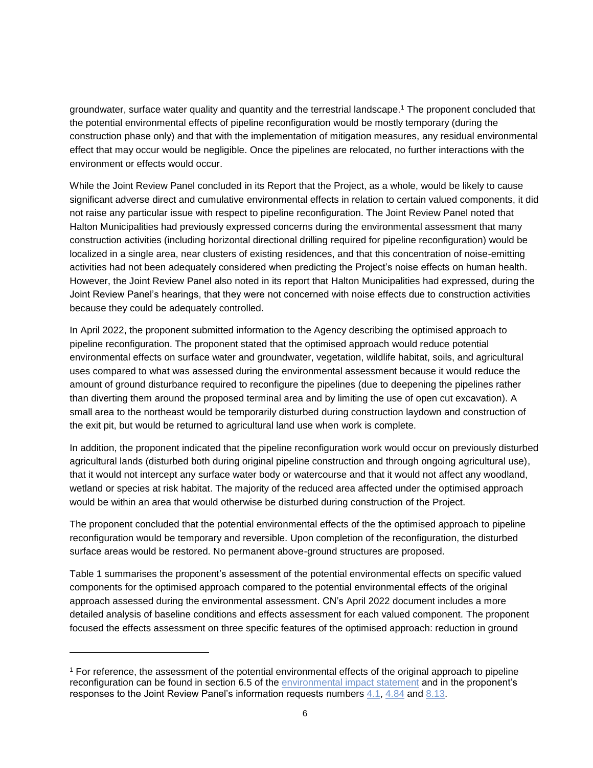groundwater, surface water quality and quantity and the terrestrial landscape.[1] The proponent concluded that the potential environmental effects of pipeline reconfiguration would be mostly temporary (during the construction phase only) and that with the implementation of mitigation measures, any residual environmental effect that may occur would be negligible. Once the pipelines are relocated, no further interactions with the environment or effects would occur.

While the Joint Review Panel concluded in its Report that the Project, as a whole, would be likely to cause significant adverse direct and cumulative environmental effects in relation to certain valued components, it did not raise any particular issue with respect to pipeline reconfiguration. The Joint Review Panel noted that Halton Municipalities had previously expressed concerns during the environmental assessment that many construction activities (including horizontal directional drilling required for pipeline reconfiguration) would be localized in a single area, near clusters of existing residences, and that this concentration of noise-emitting activities had not been adequately considered when predicting the Project's noise effects on human health. However, the Joint Review Panel also noted in its report that Halton Municipalities had expressed, during the Joint Review Panel's hearings, that they were not concerned with noise effects due to construction activities because they could be adequately controlled.

In April 2022, the proponent submitted information to the Agency describing the optimised approach to pipeline reconfiguration. The proponent stated that the optimised approach would reduce potential environmental effects on surface water and groundwater, vegetation, wildlife habitat, soils, and agricultural uses compared to what was assessed during the environmental assessment because it would reduce the amount of ground disturbance required to reconfigure the pipelines (due to deepening the pipelines rather than diverting them around the proposed terminal area and by limiting the use of open cut excavation). A small area to the northeast would be temporarily disturbed during construction laydown and construction of the exit pit, but would be returned to agricultural land use when work is complete.

In addition, the proponent indicated that the pipeline reconfiguration work would occur on previously disturbed agricultural lands (disturbed both during original pipeline construction and through ongoing agricultural use), that it would not intercept any surface water body or watercourse and that it would not affect any woodland, wetland or species at risk habitat. The majority of the reduced area affected under the optimised approach would be within an area that would otherwise be disturbed during construction of the Project.

The proponent concluded that the potential environmental effects of the the optimised approach to pipeline reconfiguration would be temporary and reversible. Upon completion of the reconfiguration, the disturbed surface areas would be restored. No permanent above-ground structures are proposed.

Table 1 summarises the proponent's assessment of the potential environmental effects on specific valued components for the optimised approach compared to the potential environmental effects of the original approach assessed during the environmental assessment. CN's April 2022 document includes a more detailed analysis of baseline conditions and effects assessment for each valued component. The proponent focused the effects assessment on three specific features of the optimised approach: reduction in ground

---

[1] For reference, the assessment of the potential environmental effects of the original approach to pipeline reconfiguration can be found in section 6.5 of the environmental impact statement and in the proponent's responses to the Joint Review Panel's information requests numbers 4.1, 4.84 and 8.13.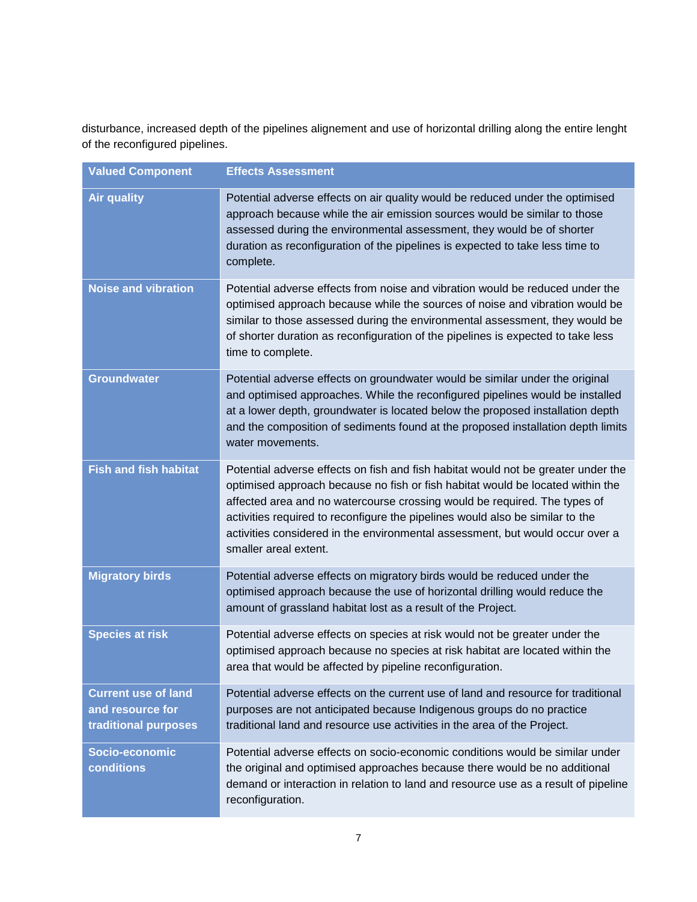disturbance, increased depth of the pipelines alignement and use of horizontal drilling along the entire lenght of the reconfigured pipelines.

| Valued Component | Effects Assessment |
| --- | --- |
| **Air quality** | Potential adverse effects on air quality would be reduced under the optimised approach because while the air emission sources would be similar to those assessed during the environmental assessment, they would be of shorter duration as reconfiguration of the pipelines is expected to take less time to complete. |
| **Noise and vibration** | Potential adverse effects from noise and vibration would be reduced under the optimised approach because while the sources of noise and vibration would be similar to those assessed during the environmental assessment, they would be of shorter duration as reconfiguration of the pipelines is expected to take less time to complete. |
| **Groundwater** | Potential adverse effects on groundwater would be similar under the original and optimised approaches. While the reconfigured pipelines would be installed at a lower depth, groundwater is located below the proposed installation depth and the composition of sediments found at the proposed installation depth limits water movements. |
| **Fish and fish habitat** | Potential adverse effects on fish and fish habitat would not be greater under the optimised approach because no fish or fish habitat would be located within the affected area and no watercourse crossing would be required. The types of activities required to reconfigure the pipelines would also be similar to the activities considered in the environmental assessment, but would occur over a smaller areal extent. |
| **Migratory birds** | Potential adverse effects on migratory birds would be reduced under the optimised approach because the use of horizontal drilling would reduce the amount of grassland habitat lost as a result of the Project. |
| **Species at risk** | Potential adverse effects on species at risk would not be greater under the optimised approach because no species at risk habitat are located within the area that would be affected by pipeline reconfiguration. |
| **Current use of land and resource for traditional purposes** | Potential adverse effects on the current use of land and resource for traditional purposes are not anticipated because Indigenous groups do no practice traditional land and resource use activities in the area of the Project. |
| **Socio-economic conditions** | Potential adverse effects on socio-economic conditions would be similar under the original and optimised approaches because there would be no additional demand or interaction in relation to land and resource use as a result of pipeline reconfiguration. |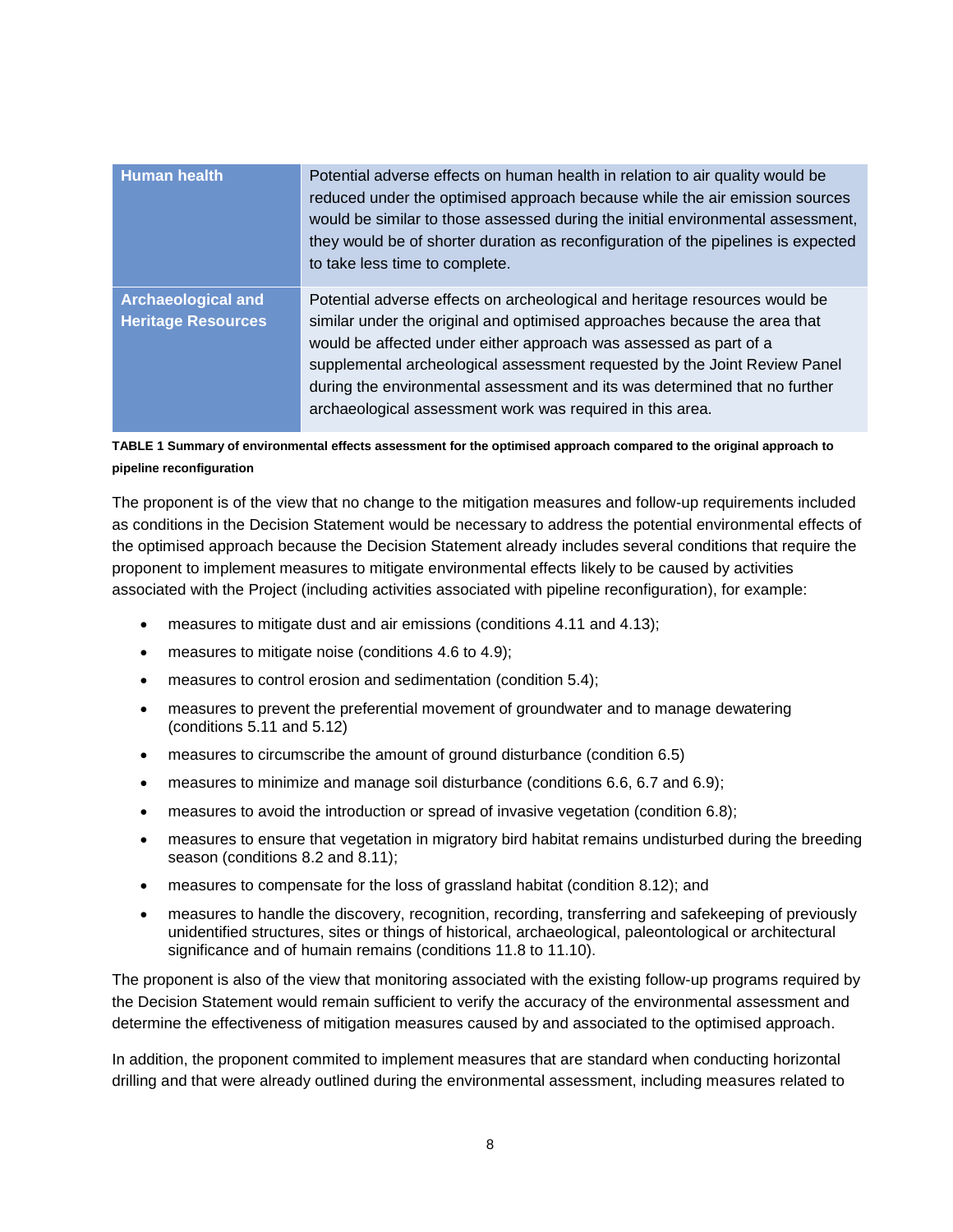| | |
|---|---|
| **Human health** | Potential adverse effects on human health in relation to air quality would be reduced under the optimised approach because while the air emission sources would be similar to those assessed during the initial environmental assessment, they would be of shorter duration as reconfiguration of the pipelines is expected to take less time to complete. |
| **Archaeological and Heritage Resources** | Potential adverse effects on archeological and heritage resources would be similar under the original and optimised approaches because the area that would be affected under either approach was assessed as part of a supplemental archeological assessment requested by the Joint Review Panel during the environmental assessment and its was determined that no further archaeological assessment work was required in this area. |

**TABLE 1 Summary of environmental effects assessment for the optimised approach compared to the original approach to pipeline reconfiguration**

The proponent is of the view that no change to the mitigation measures and follow-up requirements included as conditions in the Decision Statement would be necessary to address the potential environmental effects of the optimised approach because the Decision Statement already includes several conditions that require the proponent to implement measures to mitigate environmental effects likely to be caused by activities associated with the Project (including activities associated with pipeline reconfiguration), for example:

- measures to mitigate dust and air emissions (conditions 4.11 and 4.13);
- measures to mitigate noise (conditions 4.6 to 4.9);
- measures to control erosion and sedimentation (condition 5.4);
- measures to prevent the preferential movement of groundwater and to manage dewatering (conditions 5.11 and 5.12)
- measures to circumscribe the amount of ground disturbance (condition 6.5)
- measures to minimize and manage soil disturbance (conditions 6.6, 6.7 and 6.9);
- measures to avoid the introduction or spread of invasive vegetation (condition 6.8);
- measures to ensure that vegetation in migratory bird habitat remains undisturbed during the breeding season (conditions 8.2 and 8.11);
- measures to compensate for the loss of grassland habitat (condition 8.12); and
- measures to handle the discovery, recognition, recording, transferring and safekeeping of previously unidentified structures, sites or things of historical, archaeological, paleontological or architectural significance and of humain remains (conditions 11.8 to 11.10).

The proponent is also of the view that monitoring associated with the existing follow-up programs required by the Decision Statement would remain sufficient to verify the accuracy of the environmental assessment and determine the effectiveness of mitigation measures caused by and associated to the optimised approach.

In addition, the proponent commited to implement measures that are standard when conducting horizontal drilling and that were already outlined during the environmental assessment, including measures related to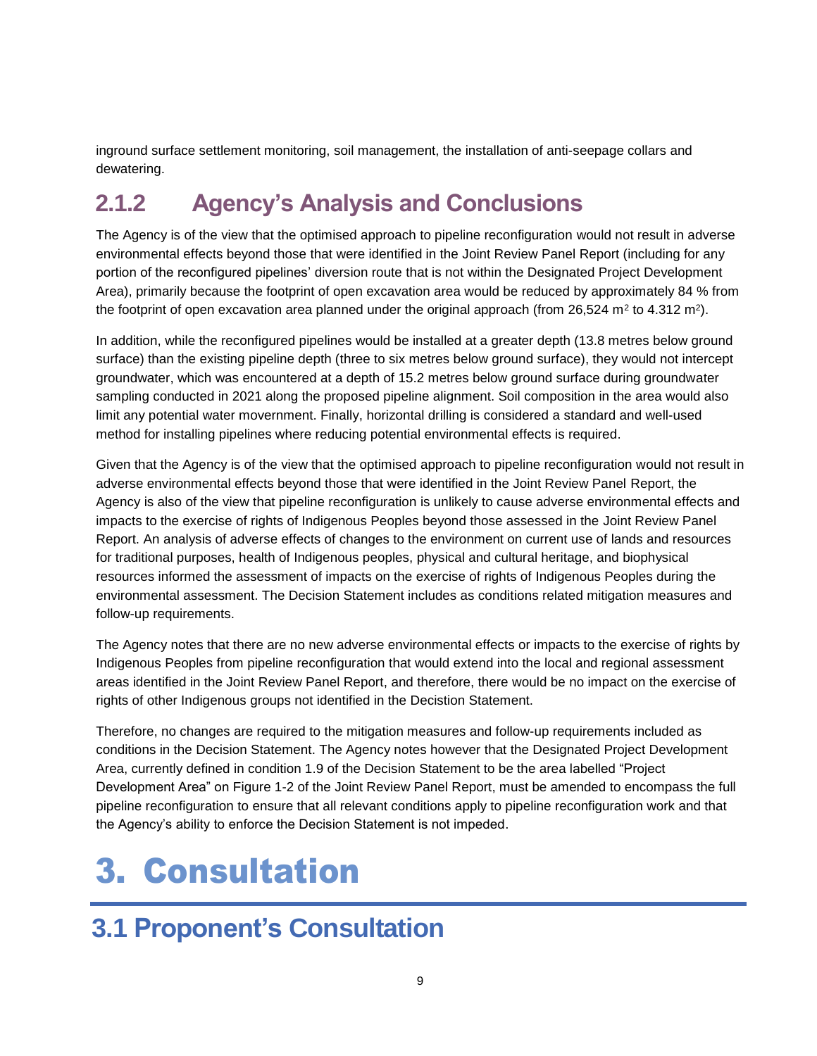inground surface settlement monitoring, soil management, the installation of anti-seepage collars and dewatering.

### 2.1.2 Agency's Analysis and Conclusions

The Agency is of the view that the optimised approach to pipeline reconfiguration would not result in adverse environmental effects beyond those that were identified in the Joint Review Panel Report (including for any portion of the reconfigured pipelines' diversion route that is not within the Designated Project Development Area), primarily because the footprint of open excavation area would be reduced by approximately 84 % from the footprint of open excavation area planned under the original approach (from 26,524 $m^2$ to 4.312 $m^2$).

In addition, while the reconfigured pipelines would be installed at a greater depth (13.8 metres below ground surface) than the existing pipeline depth (three to six metres below ground surface), they would not intercept groundwater, which was encountered at a depth of 15.2 metres below ground surface during groundwater sampling conducted in 2021 along the proposed pipeline alignment. Soil composition in the area would also limit any potential water movernment. Finally, horizontal drilling is considered a standard and well-used method for installing pipelines where reducing potential environmental effects is required.

Given that the Agency is of the view that the optimised approach to pipeline reconfiguration would not result in adverse environmental effects beyond those that were identified in the Joint Review Panel Report, the Agency is also of the view that pipeline reconfiguration is unlikely to cause adverse environmental effects and impacts to the exercise of rights of Indigenous Peoples beyond those assessed in the Joint Review Panel Report. An analysis of adverse effects of changes to the environment on current use of lands and resources for traditional purposes, health of Indigenous peoples, physical and cultural heritage, and biophysical resources informed the assessment of impacts on the exercise of rights of Indigenous Peoples during the environmental assessment. The Decision Statement includes as conditions related mitigation measures and follow-up requirements.

The Agency notes that there are no new adverse environmental effects or impacts to the exercise of rights by Indigenous Peoples from pipeline reconfiguration that would extend into the local and regional assessment areas identified in the Joint Review Panel Report, and therefore, there would be no impact on the exercise of rights of other Indigenous groups not identified in the Decistion Statement.

Therefore, no changes are required to the mitigation measures and follow-up requirements included as conditions in the Decision Statement. The Agency notes however that the Designated Project Development Area, currently defined in condition 1.9 of the Decision Statement to be the area labelled "Project Development Area" on Figure 1-2 of the Joint Review Panel Report, must be amended to encompass the full pipeline reconfiguration to ensure that all relevant conditions apply to pipeline reconfiguration work and that the Agency's ability to enforce the Decision Statement is not impeded.

# 3. Consultation

## 3.1 Proponent's Consultation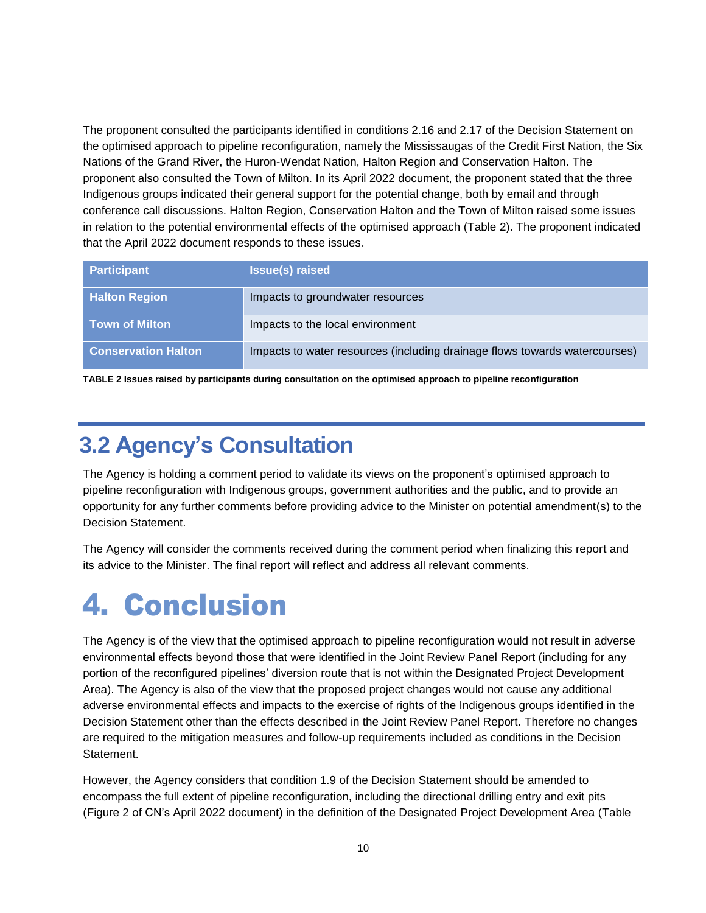The proponent consulted the participants identified in conditions 2.16 and 2.17 of the Decision Statement on the optimised approach to pipeline reconfiguration, namely the Mississaugas of the Credit First Nation, the Six Nations of the Grand River, the Huron-Wendat Nation, Halton Region and Conservation Halton. The proponent also consulted the Town of Milton. In its April 2022 document, the proponent stated that the three Indigenous groups indicated their general support for the potential change, both by email and through conference call discussions. Halton Region, Conservation Halton and the Town of Milton raised some issues in relation to the potential environmental effects of the optimised approach (Table 2). The proponent indicated that the April 2022 document responds to these issues.

| Participant | Issue(s) raised |
|---|---|
| **Halton Region** | Impacts to groundwater resources |
| **Town of Milton** | Impacts to the local environment |
| **Conservation Halton** | Impacts to water resources (including drainage flows towards watercourses) |

**TABLE 2 Issues raised by participants during consultation on the optimised approach to pipeline reconfiguration**

## 3.2 Agency's Consultation

The Agency is holding a comment period to validate its views on the proponent's optimised approach to pipeline reconfiguration with Indigenous groups, government authorities and the public, and to provide an opportunity for any further comments before providing advice to the Minister on potential amendment(s) to the Decision Statement.

The Agency will consider the comments received during the comment period when finalizing this report and its advice to the Minister. The final report will reflect and address all relevant comments.

# 4. Conclusion

The Agency is of the view that the optimised approach to pipeline reconfiguration would not result in adverse environmental effects beyond those that were identified in the Joint Review Panel Report (including for any portion of the reconfigured pipelines' diversion route that is not within the Designated Project Development Area). The Agency is also of the view that the proposed project changes would not cause any additional adverse environmental effects and impacts to the exercise of rights of the Indigenous groups identified in the Decision Statement other than the effects described in the Joint Review Panel Report. Therefore no changes are required to the mitigation measures and follow-up requirements included as conditions in the Decision Statement.

However, the Agency considers that condition 1.9 of the Decision Statement should be amended to encompass the full extent of pipeline reconfiguration, including the directional drilling entry and exit pits (Figure 2 of CN's April 2022 document) in the definition of the Designated Project Development Area (Table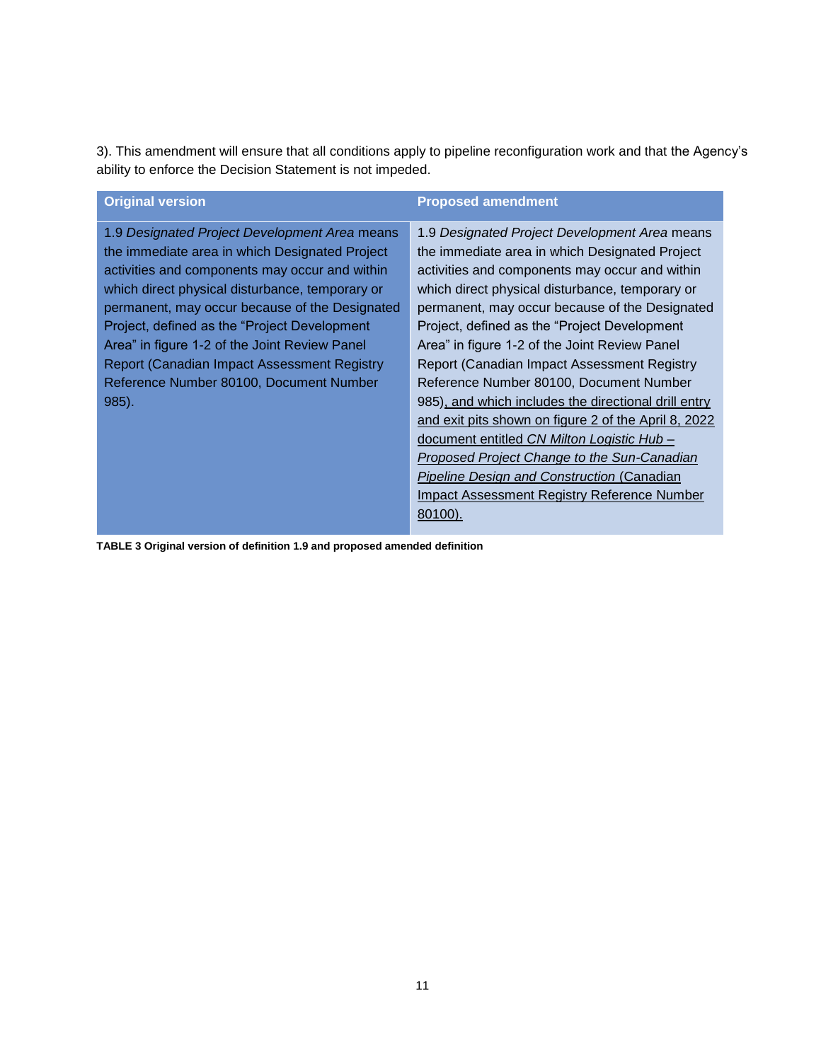3). This amendment will ensure that all conditions apply to pipeline reconfiguration work and that the Agency's ability to enforce the Decision Statement is not impeded.

| Original version | Proposed amendment |
|---|---|
| 1.9 *Designated Project Development Area* means the immediate area in which Designated Project activities and components may occur and within which direct physical disturbance, temporary or permanent, may occur because of the Designated Project, defined as the "Project Development Area" in figure 1-2 of the Joint Review Panel Report (Canadian Impact Assessment Registry Reference Number 80100, Document Number 985). | 1.9 *Designated Project Development Area* means the immediate area in which Designated Project activities and components may occur and within which direct physical disturbance, temporary or permanent, may occur because of the Designated Project, defined as the "Project Development Area" in figure 1-2 of the Joint Review Panel Report (Canadian Impact Assessment Registry Reference Number 80100, Document Number 985)<u>, and which includes the directional drill entry and exit pits shown on figure 2 of the April 8, 2022 document entitled *CN Milton Logistic Hub – Proposed Project Change to the Sun-Canadian Pipeline Design and Construction* (Canadian Impact Assessment Registry Reference Number 80100).</u> |

**TABLE 3 Original version of definition 1.9 and proposed amended definition**